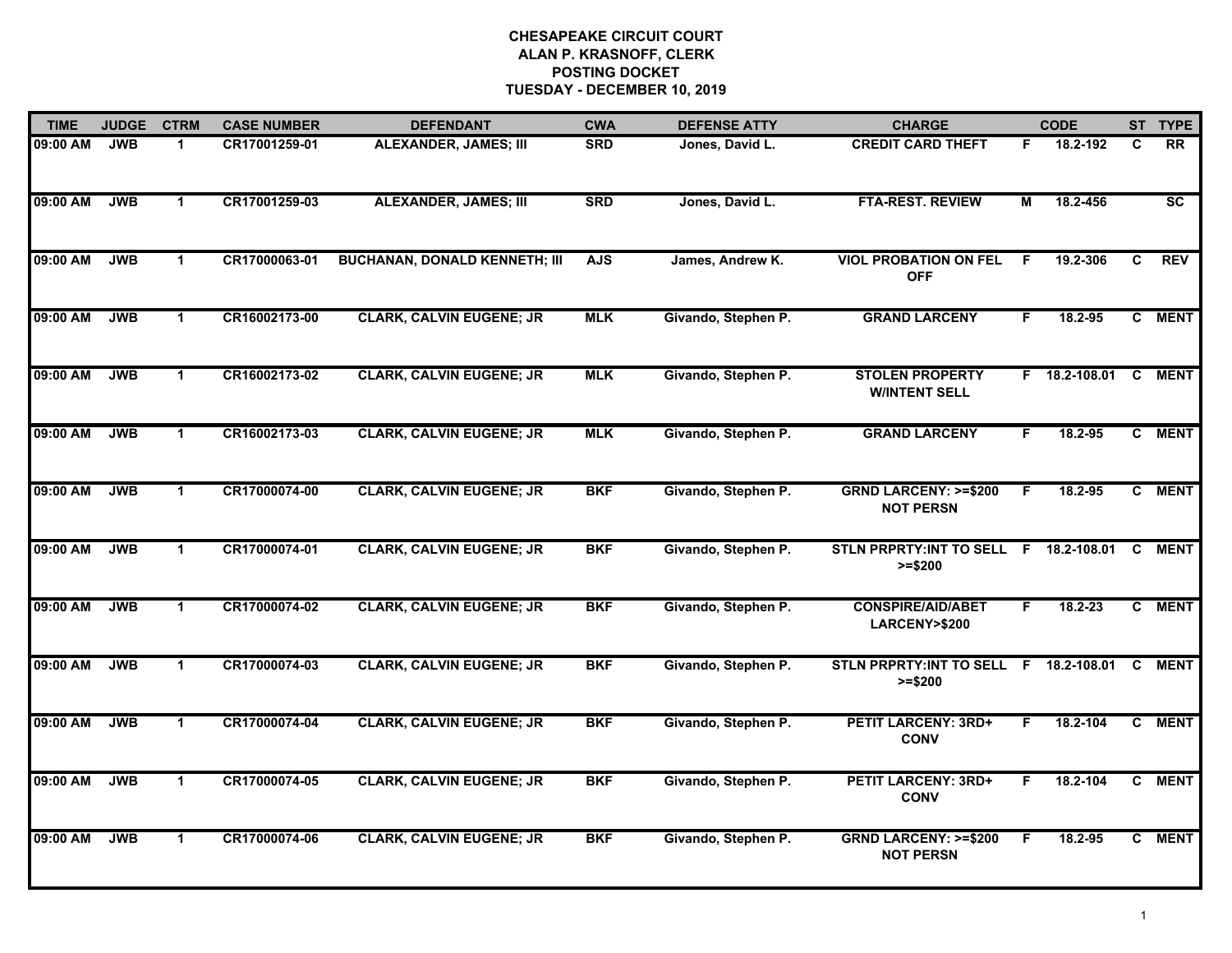# CHESAPEAKE CIRCUIT COURT
## ALAN P. KRASNOFF, CLERK
## POSTING DOCKET
## TUESDAY - DECEMBER 10, 2019

| TIME | JUDGE | CTRM | CASE NUMBER | DEFENDANT | CWA | DEFENSE ATTY | CHARGE | | CODE | ST | TYPE |
|---|---|---|---|---|---|---|---|---|---|---|---|
| 09:00 AM | JWB | 1 | CR17001259-01 | ALEXANDER, JAMES; III | SRD | Jones, David L. | CREDIT CARD THEFT | F | 18.2-192 | C | RR |
| 09:00 AM | JWB | 1 | CR17001259-03 | ALEXANDER, JAMES; III | SRD | Jones, David L. | FTA-REST. REVIEW | M | 18.2-456 | | SC |
| 09:00 AM | JWB | 1 | CR17000063-01 | BUCHANAN, DONALD KENNETH; III | AJS | James, Andrew K. | VIOL PROBATION ON FEL OFF | F | 19.2-306 | C | REV |
| 09:00 AM | JWB | 1 | CR16002173-00 | CLARK, CALVIN EUGENE; JR | MLK | Givando, Stephen P. | GRAND LARCENY | F | 18.2-95 | C | MENT |
| 09:00 AM | JWB | 1 | CR16002173-02 | CLARK, CALVIN EUGENE; JR | MLK | Givando, Stephen P. | STOLEN PROPERTY W/INTENT SELL | F | 18.2-108.01 | C | MENT |
| 09:00 AM | JWB | 1 | CR16002173-03 | CLARK, CALVIN EUGENE; JR | MLK | Givando, Stephen P. | GRAND LARCENY | F | 18.2-95 | C | MENT |
| 09:00 AM | JWB | 1 | CR17000074-00 | CLARK, CALVIN EUGENE; JR | BKF | Givando, Stephen P. | GRND LARCENY: >=$200 NOT PERSN | F | 18.2-95 | C | MENT |
| 09:00 AM | JWB | 1 | CR17000074-01 | CLARK, CALVIN EUGENE; JR | BKF | Givando, Stephen P. | STLN PRPRTY:INT TO SELL >=$200 | F | 18.2-108.01 | C | MENT |
| 09:00 AM | JWB | 1 | CR17000074-02 | CLARK, CALVIN EUGENE; JR | BKF | Givando, Stephen P. | CONSPIRE/AID/ABET LARCENY>$200 | F | 18.2-23 | C | MENT |
| 09:00 AM | JWB | 1 | CR17000074-03 | CLARK, CALVIN EUGENE; JR | BKF | Givando, Stephen P. | STLN PRPRTY:INT TO SELL >=$200 | F | 18.2-108.01 | C | MENT |
| 09:00 AM | JWB | 1 | CR17000074-04 | CLARK, CALVIN EUGENE; JR | BKF | Givando, Stephen P. | PETIT LARCENY: 3RD+ CONV | F | 18.2-104 | C | MENT |
| 09:00 AM | JWB | 1 | CR17000074-05 | CLARK, CALVIN EUGENE; JR | BKF | Givando, Stephen P. | PETIT LARCENY: 3RD+ CONV | F | 18.2-104 | C | MENT |
| 09:00 AM | JWB | 1 | CR17000074-06 | CLARK, CALVIN EUGENE; JR | BKF | Givando, Stephen P. | GRND LARCENY: >=$200 NOT PERSN | F | 18.2-95 | C | MENT |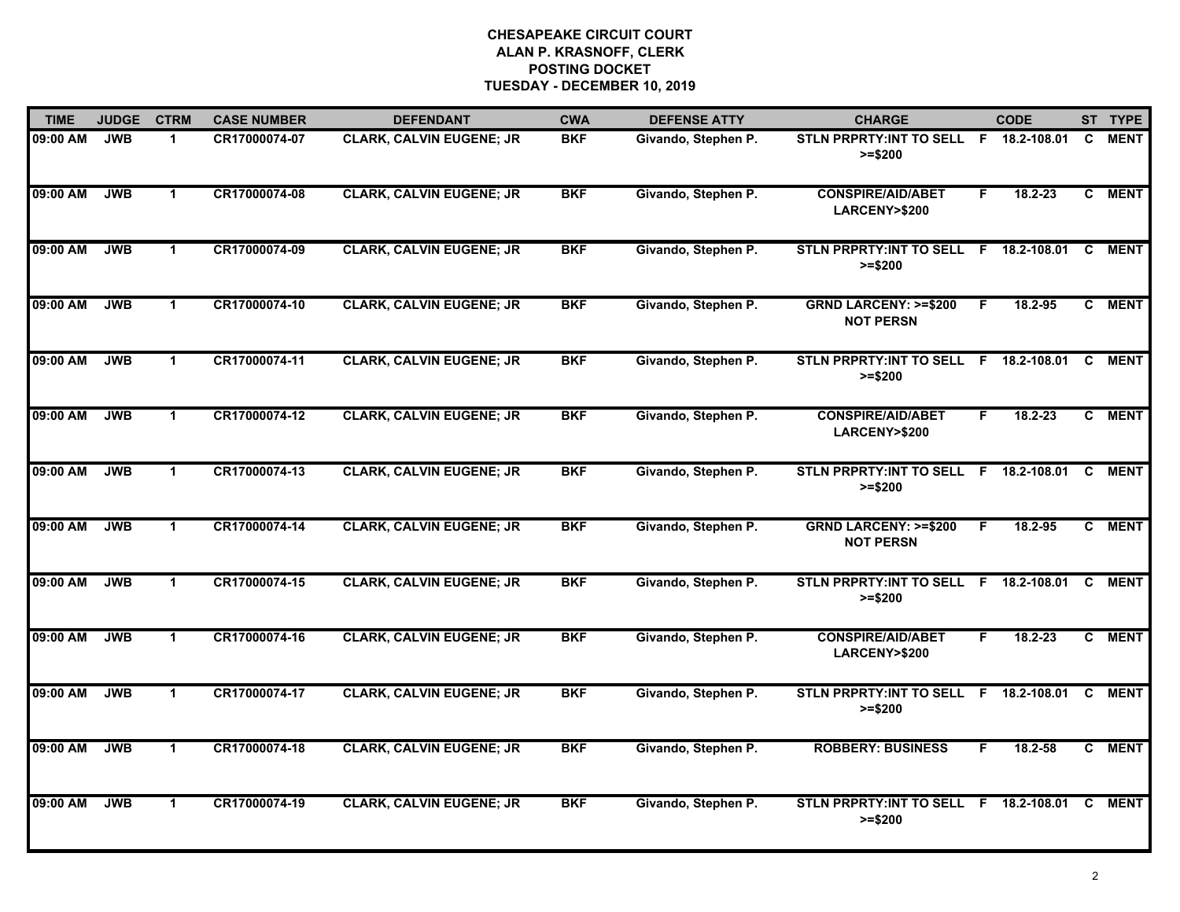**CHESAPEAKE CIRCUIT COURT**
**ALAN P. KRASNOFF, CLERK**
**POSTING DOCKET**
**TUESDAY - DECEMBER 10, 2019**

| TIME | JUDGE | CTRM | CASE NUMBER | DEFENDANT | CWA | DEFENSE ATTY | CHARGE | | CODE | ST | TYPE |
|---|---|---|---|---|---|---|---|---|---|---|---|
| 09:00 AM | JWB | 1 | CR17000074-07 | CLARK, CALVIN EUGENE; JR | BKF | Givando, Stephen P. | STLN PRPRTY:INT TO SELL >=$200 | F | 18.2-108.01 | C | MENT |
| 09:00 AM | JWB | 1 | CR17000074-08 | CLARK, CALVIN EUGENE; JR | BKF | Givando, Stephen P. | CONSPIRE/AID/ABET LARCENY>$200 | F | 18.2-23 | C | MENT |
| 09:00 AM | JWB | 1 | CR17000074-09 | CLARK, CALVIN EUGENE; JR | BKF | Givando, Stephen P. | STLN PRPRTY:INT TO SELL >=$200 | F | 18.2-108.01 | C | MENT |
| 09:00 AM | JWB | 1 | CR17000074-10 | CLARK, CALVIN EUGENE; JR | BKF | Givando, Stephen P. | GRND LARCENY: >=$200 NOT PERSN | F | 18.2-95 | C | MENT |
| 09:00 AM | JWB | 1 | CR17000074-11 | CLARK, CALVIN EUGENE; JR | BKF | Givando, Stephen P. | STLN PRPRTY:INT TO SELL >=$200 | F | 18.2-108.01 | C | MENT |
| 09:00 AM | JWB | 1 | CR17000074-12 | CLARK, CALVIN EUGENE; JR | BKF | Givando, Stephen P. | CONSPIRE/AID/ABET LARCENY>$200 | F | 18.2-23 | C | MENT |
| 09:00 AM | JWB | 1 | CR17000074-13 | CLARK, CALVIN EUGENE; JR | BKF | Givando, Stephen P. | STLN PRPRTY:INT TO SELL >=$200 | F | 18.2-108.01 | C | MENT |
| 09:00 AM | JWB | 1 | CR17000074-14 | CLARK, CALVIN EUGENE; JR | BKF | Givando, Stephen P. | GRND LARCENY: >=$200 NOT PERSN | F | 18.2-95 | C | MENT |
| 09:00 AM | JWB | 1 | CR17000074-15 | CLARK, CALVIN EUGENE; JR | BKF | Givando, Stephen P. | STLN PRPRTY:INT TO SELL >=$200 | F | 18.2-108.01 | C | MENT |
| 09:00 AM | JWB | 1 | CR17000074-16 | CLARK, CALVIN EUGENE; JR | BKF | Givando, Stephen P. | CONSPIRE/AID/ABET LARCENY>$200 | F | 18.2-23 | C | MENT |
| 09:00 AM | JWB | 1 | CR17000074-17 | CLARK, CALVIN EUGENE; JR | BKF | Givando, Stephen P. | STLN PRPRTY:INT TO SELL >=$200 | F | 18.2-108.01 | C | MENT |
| 09:00 AM | JWB | 1 | CR17000074-18 | CLARK, CALVIN EUGENE; JR | BKF | Givando, Stephen P. | ROBBERY: BUSINESS | F | 18.2-58 | C | MENT |
| 09:00 AM | JWB | 1 | CR17000074-19 | CLARK, CALVIN EUGENE; JR | BKF | Givando, Stephen P. | STLN PRPRTY:INT TO SELL >=$200 | F | 18.2-108.01 | C | MENT |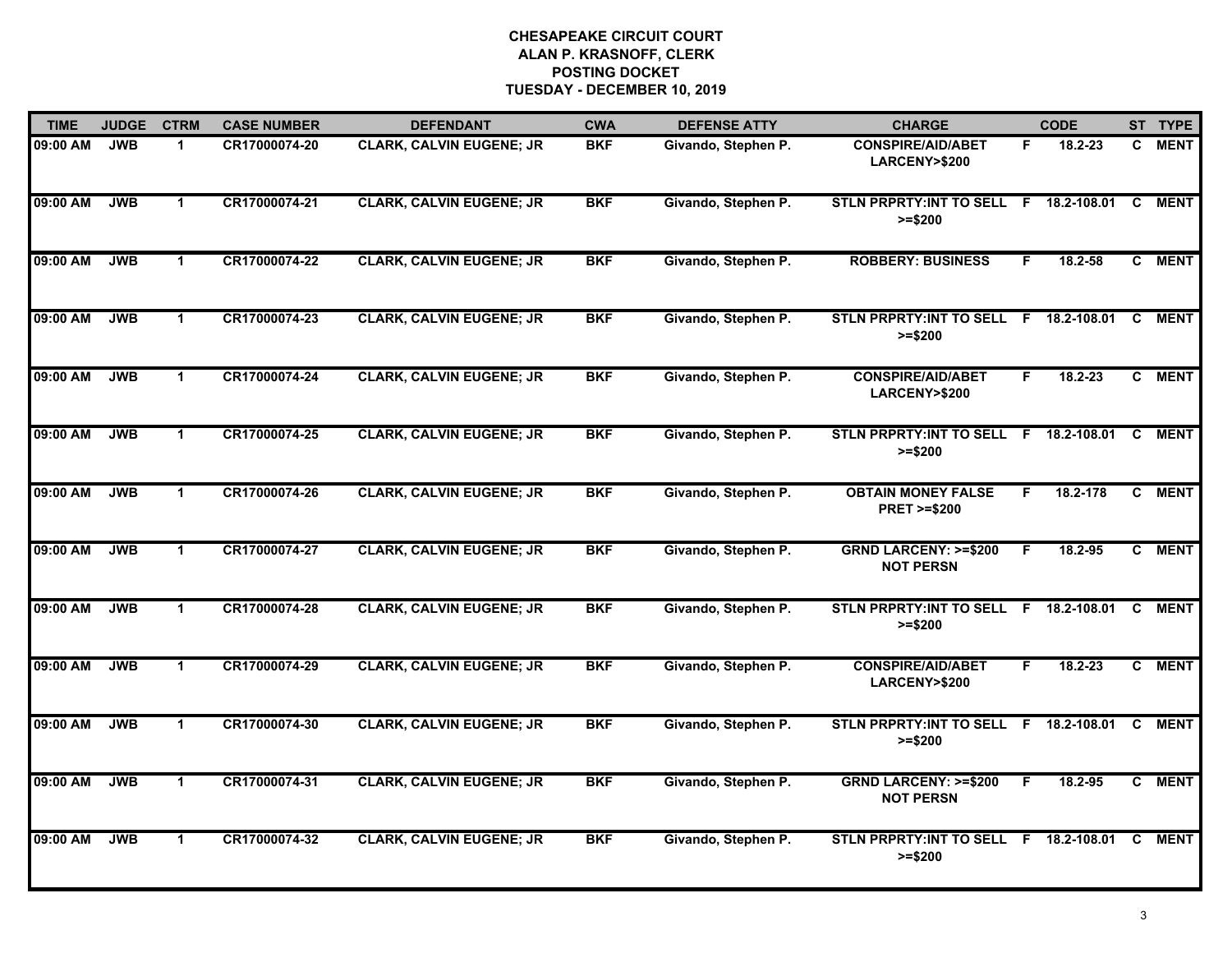**CHESAPEAKE CIRCUIT COURT**
**ALAN P. KRASNOFF, CLERK**
**POSTING DOCKET**
**TUESDAY - DECEMBER 10, 2019**

| TIME | JUDGE | CTRM | CASE NUMBER | DEFENDANT | CWA | DEFENSE ATTY | CHARGE | | CODE | ST | TYPE |
|---|---|---|---|---|---|---|---|---|---|---|---|
| 09:00 AM | JWB | 1 | CR17000074-20 | CLARK, CALVIN EUGENE; JR | BKF | Givando, Stephen P. | CONSPIRE/AID/ABET LARCENY>$200 | F | 18.2-23 | C | MENT |
| 09:00 AM | JWB | 1 | CR17000074-21 | CLARK, CALVIN EUGENE; JR | BKF | Givando, Stephen P. | STLN PRPRTY:INT TO SELL >=$200 | F | 18.2-108.01 | C | MENT |
| 09:00 AM | JWB | 1 | CR17000074-22 | CLARK, CALVIN EUGENE; JR | BKF | Givando, Stephen P. | ROBBERY: BUSINESS | F | 18.2-58 | C | MENT |
| 09:00 AM | JWB | 1 | CR17000074-23 | CLARK, CALVIN EUGENE; JR | BKF | Givando, Stephen P. | STLN PRPRTY:INT TO SELL >=$200 | F | 18.2-108.01 | C | MENT |
| 09:00 AM | JWB | 1 | CR17000074-24 | CLARK, CALVIN EUGENE; JR | BKF | Givando, Stephen P. | CONSPIRE/AID/ABET LARCENY>$200 | F | 18.2-23 | C | MENT |
| 09:00 AM | JWB | 1 | CR17000074-25 | CLARK, CALVIN EUGENE; JR | BKF | Givando, Stephen P. | STLN PRPRTY:INT TO SELL >=$200 | F | 18.2-108.01 | C | MENT |
| 09:00 AM | JWB | 1 | CR17000074-26 | CLARK, CALVIN EUGENE; JR | BKF | Givando, Stephen P. | OBTAIN MONEY FALSE PRET >=$200 | F | 18.2-178 | C | MENT |
| 09:00 AM | JWB | 1 | CR17000074-27 | CLARK, CALVIN EUGENE; JR | BKF | Givando, Stephen P. | GRND LARCENY: >=$200 NOT PERSN | F | 18.2-95 | C | MENT |
| 09:00 AM | JWB | 1 | CR17000074-28 | CLARK, CALVIN EUGENE; JR | BKF | Givando, Stephen P. | STLN PRPRTY:INT TO SELL >=$200 | F | 18.2-108.01 | C | MENT |
| 09:00 AM | JWB | 1 | CR17000074-29 | CLARK, CALVIN EUGENE; JR | BKF | Givando, Stephen P. | CONSPIRE/AID/ABET LARCENY>$200 | F | 18.2-23 | C | MENT |
| 09:00 AM | JWB | 1 | CR17000074-30 | CLARK, CALVIN EUGENE; JR | BKF | Givando, Stephen P. | STLN PRPRTY:INT TO SELL >=$200 | F | 18.2-108.01 | C | MENT |
| 09:00 AM | JWB | 1 | CR17000074-31 | CLARK, CALVIN EUGENE; JR | BKF | Givando, Stephen P. | GRND LARCENY: >=$200 NOT PERSN | F | 18.2-95 | C | MENT |
| 09:00 AM | JWB | 1 | CR17000074-32 | CLARK, CALVIN EUGENE; JR | BKF | Givando, Stephen P. | STLN PRPRTY:INT TO SELL >=$200 | F | 18.2-108.01 | C | MENT |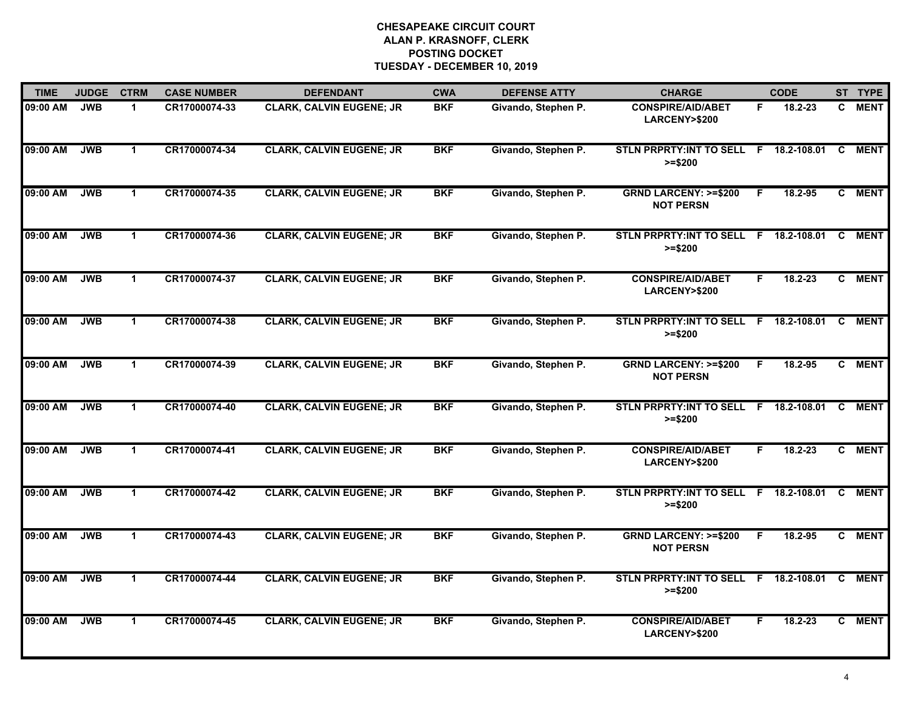# CHESAPEAKE CIRCUIT COURT
## ALAN P. KRASNOFF, CLERK
## POSTING DOCKET
## TUESDAY - DECEMBER 10, 2019

| TIME | JUDGE | CTRM | CASE NUMBER | DEFENDANT | CWA | DEFENSE ATTY | CHARGE | | CODE | ST | TYPE |
|---|---|---|---|---|---|---|---|---|---|---|---|
| 09:00 AM | JWB | 1 | CR17000074-33 | CLARK, CALVIN EUGENE; JR | BKF | Givando, Stephen P. | CONSPIRE/AID/ABET LARCENY>$200 | F | 18.2-23 | C | MENT |
| 09:00 AM | JWB | 1 | CR17000074-34 | CLARK, CALVIN EUGENE; JR | BKF | Givando, Stephen P. | STLN PRPRTY:INT TO SELL >=$200 | F | 18.2-108.01 | C | MENT |
| 09:00 AM | JWB | 1 | CR17000074-35 | CLARK, CALVIN EUGENE; JR | BKF | Givando, Stephen P. | GRND LARCENY: >=$200 NOT PERSN | F | 18.2-95 | C | MENT |
| 09:00 AM | JWB | 1 | CR17000074-36 | CLARK, CALVIN EUGENE; JR | BKF | Givando, Stephen P. | STLN PRPRTY:INT TO SELL >=$200 | F | 18.2-108.01 | C | MENT |
| 09:00 AM | JWB | 1 | CR17000074-37 | CLARK, CALVIN EUGENE; JR | BKF | Givando, Stephen P. | CONSPIRE/AID/ABET LARCENY>$200 | F | 18.2-23 | C | MENT |
| 09:00 AM | JWB | 1 | CR17000074-38 | CLARK, CALVIN EUGENE; JR | BKF | Givando, Stephen P. | STLN PRPRTY:INT TO SELL >=$200 | F | 18.2-108.01 | C | MENT |
| 09:00 AM | JWB | 1 | CR17000074-39 | CLARK, CALVIN EUGENE; JR | BKF | Givando, Stephen P. | GRND LARCENY: >=$200 NOT PERSN | F | 18.2-95 | C | MENT |
| 09:00 AM | JWB | 1 | CR17000074-40 | CLARK, CALVIN EUGENE; JR | BKF | Givando, Stephen P. | STLN PRPRTY:INT TO SELL >=$200 | F | 18.2-108.01 | C | MENT |
| 09:00 AM | JWB | 1 | CR17000074-41 | CLARK, CALVIN EUGENE; JR | BKF | Givando, Stephen P. | CONSPIRE/AID/ABET LARCENY>$200 | F | 18.2-23 | C | MENT |
| 09:00 AM | JWB | 1 | CR17000074-42 | CLARK, CALVIN EUGENE; JR | BKF | Givando, Stephen P. | STLN PRPRTY:INT TO SELL >=$200 | F | 18.2-108.01 | C | MENT |
| 09:00 AM | JWB | 1 | CR17000074-43 | CLARK, CALVIN EUGENE; JR | BKF | Givando, Stephen P. | GRND LARCENY: >=$200 NOT PERSN | F | 18.2-95 | C | MENT |
| 09:00 AM | JWB | 1 | CR17000074-44 | CLARK, CALVIN EUGENE; JR | BKF | Givando, Stephen P. | STLN PRPRTY:INT TO SELL >=$200 | F | 18.2-108.01 | C | MENT |
| 09:00 AM | JWB | 1 | CR17000074-45 | CLARK, CALVIN EUGENE; JR | BKF | Givando, Stephen P. | CONSPIRE/AID/ABET LARCENY>$200 | F | 18.2-23 | C | MENT |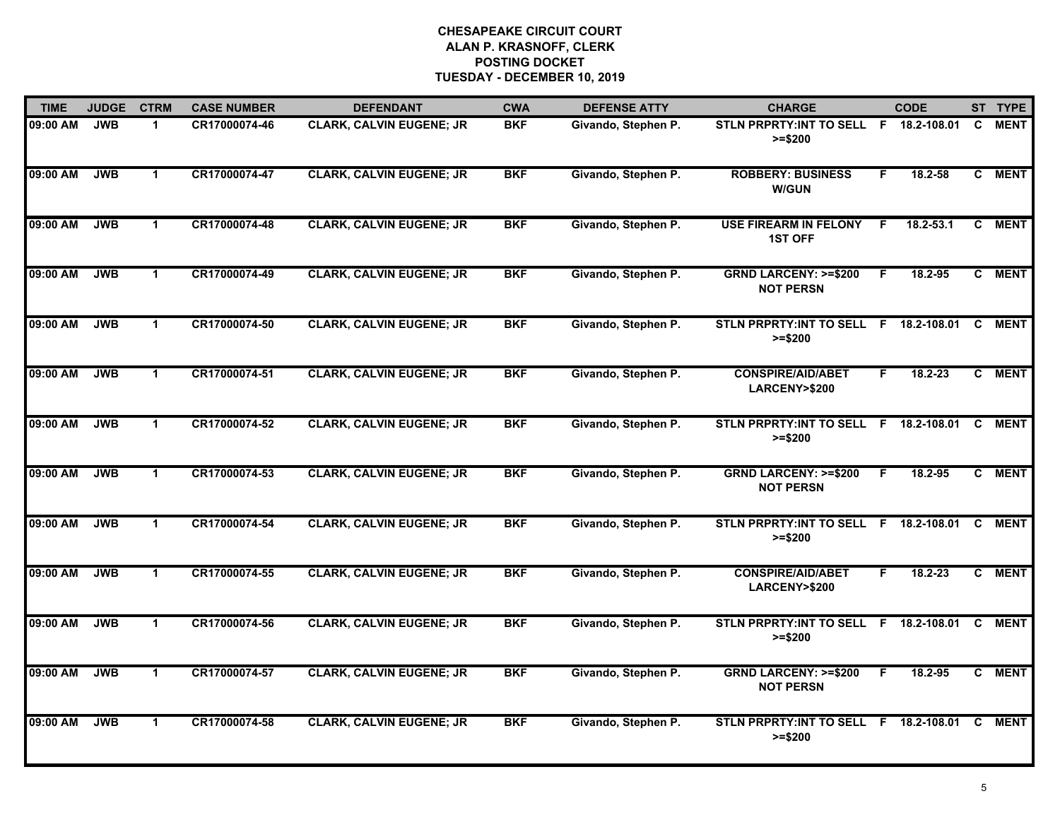**CHESAPEAKE CIRCUIT COURT**
**ALAN P. KRASNOFF, CLERK**
**POSTING DOCKET**
**TUESDAY - DECEMBER 10, 2019**

| TIME | JUDGE | CTRM | CASE NUMBER | DEFENDANT | CWA | DEFENSE ATTY | CHARGE | | CODE | ST | TYPE |
|---|---|---|---|---|---|---|---|---|---|---|---|
| 09:00 AM | JWB | 1 | CR17000074-46 | CLARK, CALVIN EUGENE; JR | BKF | Givando, Stephen P. | STLN PRPRTY:INT TO SELL >=$200 | F | 18.2-108.01 | C | MENT |
| 09:00 AM | JWB | 1 | CR17000074-47 | CLARK, CALVIN EUGENE; JR | BKF | Givando, Stephen P. | ROBBERY: BUSINESS W/GUN | F | 18.2-58 | C | MENT |
| 09:00 AM | JWB | 1 | CR17000074-48 | CLARK, CALVIN EUGENE; JR | BKF | Givando, Stephen P. | USE FIREARM IN FELONY 1ST OFF | F | 18.2-53.1 | C | MENT |
| 09:00 AM | JWB | 1 | CR17000074-49 | CLARK, CALVIN EUGENE; JR | BKF | Givando, Stephen P. | GRND LARCENY: >=$200 NOT PERSN | F | 18.2-95 | C | MENT |
| 09:00 AM | JWB | 1 | CR17000074-50 | CLARK, CALVIN EUGENE; JR | BKF | Givando, Stephen P. | STLN PRPRTY:INT TO SELL >=$200 | F | 18.2-108.01 | C | MENT |
| 09:00 AM | JWB | 1 | CR17000074-51 | CLARK, CALVIN EUGENE; JR | BKF | Givando, Stephen P. | CONSPIRE/AID/ABET LARCENY>$200 | F | 18.2-23 | C | MENT |
| 09:00 AM | JWB | 1 | CR17000074-52 | CLARK, CALVIN EUGENE; JR | BKF | Givando, Stephen P. | STLN PRPRTY:INT TO SELL >=$200 | F | 18.2-108.01 | C | MENT |
| 09:00 AM | JWB | 1 | CR17000074-53 | CLARK, CALVIN EUGENE; JR | BKF | Givando, Stephen P. | GRND LARCENY: >=$200 NOT PERSN | F | 18.2-95 | C | MENT |
| 09:00 AM | JWB | 1 | CR17000074-54 | CLARK, CALVIN EUGENE; JR | BKF | Givando, Stephen P. | STLN PRPRTY:INT TO SELL >=$200 | F | 18.2-108.01 | C | MENT |
| 09:00 AM | JWB | 1 | CR17000074-55 | CLARK, CALVIN EUGENE; JR | BKF | Givando, Stephen P. | CONSPIRE/AID/ABET LARCENY>$200 | F | 18.2-23 | C | MENT |
| 09:00 AM | JWB | 1 | CR17000074-56 | CLARK, CALVIN EUGENE; JR | BKF | Givando, Stephen P. | STLN PRPRTY:INT TO SELL >=$200 | F | 18.2-108.01 | C | MENT |
| 09:00 AM | JWB | 1 | CR17000074-57 | CLARK, CALVIN EUGENE; JR | BKF | Givando, Stephen P. | GRND LARCENY: >=$200 NOT PERSN | F | 18.2-95 | C | MENT |
| 09:00 AM | JWB | 1 | CR17000074-58 | CLARK, CALVIN EUGENE; JR | BKF | Givando, Stephen P. | STLN PRPRTY:INT TO SELL >=$200 | F | 18.2-108.01 | C | MENT |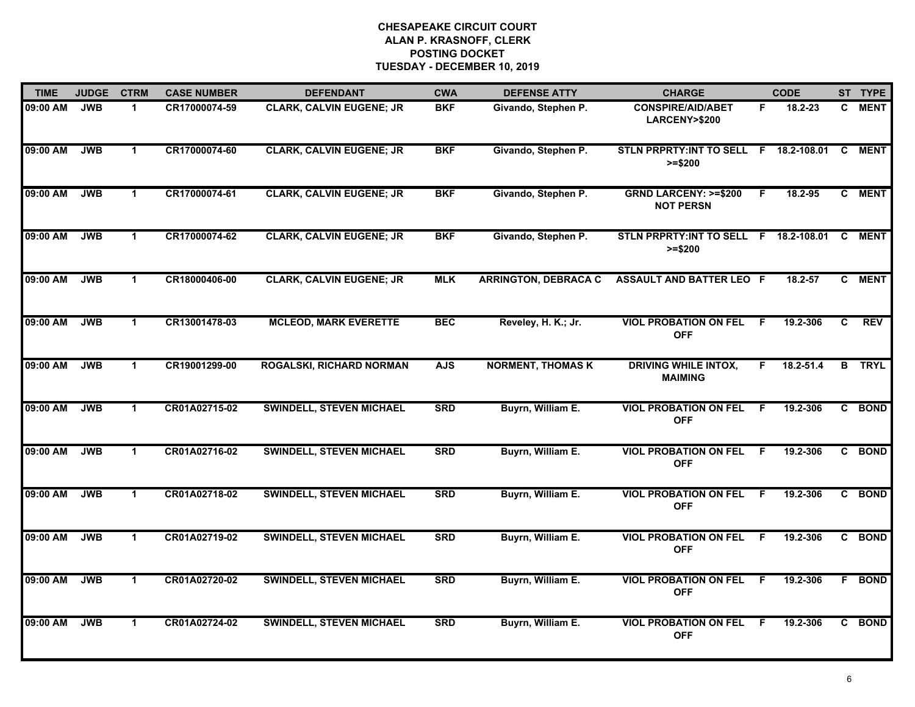# CHESAPEAKE CIRCUIT COURT
## ALAN P. KRASNOFF, CLERK
## POSTING DOCKET
## TUESDAY - DECEMBER 10, 2019

| TIME | JUDGE | CTRM | CASE NUMBER | DEFENDANT | CWA | DEFENSE ATTY | CHARGE | | CODE | ST | TYPE |
|---|---|---|---|---|---|---|---|---|---|---|---|
| 09:00 AM | JWB | 1 | CR17000074-59 | CLARK, CALVIN EUGENE; JR | BKF | Givando, Stephen P. | CONSPIRE/AID/ABET LARCENY>$200 | F | 18.2-23 | C | MENT |
| 09:00 AM | JWB | 1 | CR17000074-60 | CLARK, CALVIN EUGENE; JR | BKF | Givando, Stephen P. | STLN PRPRTY:INT TO SELL >=$200 | F | 18.2-108.01 | C | MENT |
| 09:00 AM | JWB | 1 | CR17000074-61 | CLARK, CALVIN EUGENE; JR | BKF | Givando, Stephen P. | GRND LARCENY: >=$200 NOT PERSN | F | 18.2-95 | C | MENT |
| 09:00 AM | JWB | 1 | CR17000074-62 | CLARK, CALVIN EUGENE; JR | BKF | Givando, Stephen P. | STLN PRPRTY:INT TO SELL >=$200 | F | 18.2-108.01 | C | MENT |
| 09:00 AM | JWB | 1 | CR18000406-00 | CLARK, CALVIN EUGENE; JR | MLK | ARRINGTON, DEBRACA C | ASSAULT AND BATTER LEO | F | 18.2-57 | C | MENT |
| 09:00 AM | JWB | 1 | CR13001478-03 | MCLEOD, MARK EVERETTE | BEC | Reveley, H. K.; Jr. | VIOL PROBATION ON FEL OFF | F | 19.2-306 | C | REV |
| 09:00 AM | JWB | 1 | CR19001299-00 | ROGALSKI, RICHARD NORMAN | AJS | NORMENT, THOMAS K | DRIVING WHILE INTOX, MAIMING | F | 18.2-51.4 | B | TRYL |
| 09:00 AM | JWB | 1 | CR01A02715-02 | SWINDELL, STEVEN MICHAEL | SRD | Buyrn, William E. | VIOL PROBATION ON FEL OFF | F | 19.2-306 | C | BOND |
| 09:00 AM | JWB | 1 | CR01A02716-02 | SWINDELL, STEVEN MICHAEL | SRD | Buyrn, William E. | VIOL PROBATION ON FEL OFF | F | 19.2-306 | C | BOND |
| 09:00 AM | JWB | 1 | CR01A02718-02 | SWINDELL, STEVEN MICHAEL | SRD | Buyrn, William E. | VIOL PROBATION ON FEL OFF | F | 19.2-306 | C | BOND |
| 09:00 AM | JWB | 1 | CR01A02719-02 | SWINDELL, STEVEN MICHAEL | SRD | Buyrn, William E. | VIOL PROBATION ON FEL OFF | F | 19.2-306 | C | BOND |
| 09:00 AM | JWB | 1 | CR01A02720-02 | SWINDELL, STEVEN MICHAEL | SRD | Buyrn, William E. | VIOL PROBATION ON FEL OFF | F | 19.2-306 | F | BOND |
| 09:00 AM | JWB | 1 | CR01A02724-02 | SWINDELL, STEVEN MICHAEL | SRD | Buyrn, William E. | VIOL PROBATION ON FEL OFF | F | 19.2-306 | C | BOND |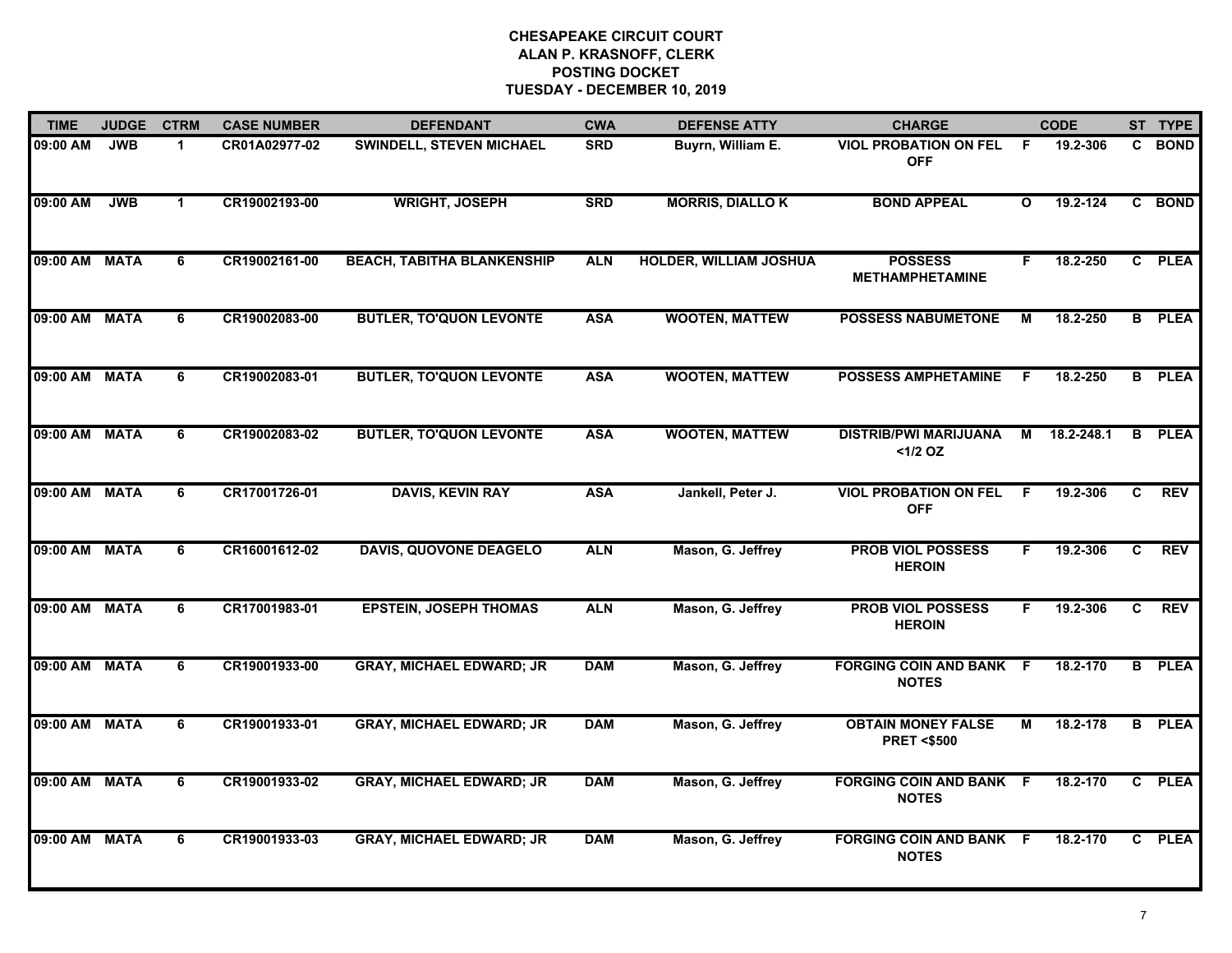# CHESAPEAKE CIRCUIT COURT
## ALAN P. KRASNOFF, CLERK
## POSTING DOCKET
## TUESDAY - DECEMBER 10, 2019

| TIME | JUDGE | CTRM | CASE NUMBER | DEFENDANT | CWA | DEFENSE ATTY | CHARGE | | CODE | ST | TYPE |
|---|---|---|---|---|---|---|---|---|---|---|---|
| 09:00 AM | JWB | 1 | CR01A02977-02 | SWINDELL, STEVEN MICHAEL | SRD | Buyrn, William E. | VIOL PROBATION ON FEL OFF | F | 19.2-306 | C | BOND |
| 09:00 AM | JWB | 1 | CR19002193-00 | WRIGHT, JOSEPH | SRD | MORRIS, DIALLO K | BOND APPEAL | O | 19.2-124 | C | BOND |
| 09:00 AM | MATA | 6 | CR19002161-00 | BEACH, TABITHA BLANKENSHIP | ALN | HOLDER, WILLIAM JOSHUA | POSSESS METHAMPHETAMINE | F | 18.2-250 | C | PLEA |
| 09:00 AM | MATA | 6 | CR19002083-00 | BUTLER, TO'QUON LEVONTE | ASA | WOOTEN, MATTEW | POSSESS NABUMETONE | M | 18.2-250 | B | PLEA |
| 09:00 AM | MATA | 6 | CR19002083-01 | BUTLER, TO'QUON LEVONTE | ASA | WOOTEN, MATTEW | POSSESS AMPHETAMINE | F | 18.2-250 | B | PLEA |
| 09:00 AM | MATA | 6 | CR19002083-02 | BUTLER, TO'QUON LEVONTE | ASA | WOOTEN, MATTEW | DISTRIB/PWI MARIJUANA <1/2 OZ | M | 18.2-248.1 | B | PLEA |
| 09:00 AM | MATA | 6 | CR17001726-01 | DAVIS, KEVIN RAY | ASA | Jankell, Peter J. | VIOL PROBATION ON FEL OFF | F | 19.2-306 | C | REV |
| 09:00 AM | MATA | 6 | CR16001612-02 | DAVIS, QUOVONE DEAGELO | ALN | Mason, G. Jeffrey | PROB VIOL POSSESS HEROIN | F | 19.2-306 | C | REV |
| 09:00 AM | MATA | 6 | CR17001983-01 | EPSTEIN, JOSEPH THOMAS | ALN | Mason, G. Jeffrey | PROB VIOL POSSESS HEROIN | F | 19.2-306 | C | REV |
| 09:00 AM | MATA | 6 | CR19001933-00 | GRAY, MICHAEL EDWARD; JR | DAM | Mason, G. Jeffrey | FORGING COIN AND BANK NOTES | F | 18.2-170 | B | PLEA |
| 09:00 AM | MATA | 6 | CR19001933-01 | GRAY, MICHAEL EDWARD; JR | DAM | Mason, G. Jeffrey | OBTAIN MONEY FALSE PRET <$500 | M | 18.2-178 | B | PLEA |
| 09:00 AM | MATA | 6 | CR19001933-02 | GRAY, MICHAEL EDWARD; JR | DAM | Mason, G. Jeffrey | FORGING COIN AND BANK NOTES | F | 18.2-170 | C | PLEA |
| 09:00 AM | MATA | 6 | CR19001933-03 | GRAY, MICHAEL EDWARD; JR | DAM | Mason, G. Jeffrey | FORGING COIN AND BANK NOTES | F | 18.2-170 | C | PLEA |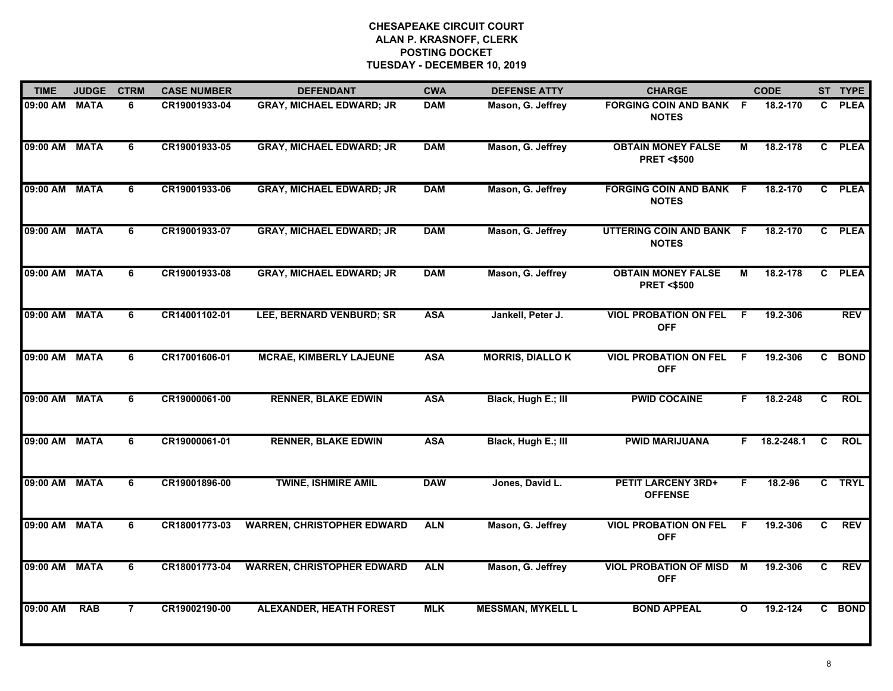# CHESAPEAKE CIRCUIT COURT
## ALAN P. KRASNOFF, CLERK
## POSTING DOCKET
## TUESDAY - DECEMBER 10, 2019

| TIME | JUDGE | CTRM | CASE NUMBER | DEFENDANT | CWA | DEFENSE ATTY | CHARGE | | CODE | ST | TYPE |
|---|---|---|---|---|---|---|---|---|---|---|---|
| 09:00 AM | MATA | 6 | CR19001933-04 | GRAY, MICHAEL EDWARD; JR | DAM | Mason, G. Jeffrey | FORGING COIN AND BANK NOTES | F | 18.2-170 | C | PLEA |
| 09:00 AM | MATA | 6 | CR19001933-05 | GRAY, MICHAEL EDWARD; JR | DAM | Mason, G. Jeffrey | OBTAIN MONEY FALSE PRET <$500 | M | 18.2-178 | C | PLEA |
| 09:00 AM | MATA | 6 | CR19001933-06 | GRAY, MICHAEL EDWARD; JR | DAM | Mason, G. Jeffrey | FORGING COIN AND BANK NOTES | F | 18.2-170 | C | PLEA |
| 09:00 AM | MATA | 6 | CR19001933-07 | GRAY, MICHAEL EDWARD; JR | DAM | Mason, G. Jeffrey | UTTERING COIN AND BANK NOTES | F | 18.2-170 | C | PLEA |
| 09:00 AM | MATA | 6 | CR19001933-08 | GRAY, MICHAEL EDWARD; JR | DAM | Mason, G. Jeffrey | OBTAIN MONEY FALSE PRET <$500 | M | 18.2-178 | C | PLEA |
| 09:00 AM | MATA | 6 | CR14001102-01 | LEE, BERNARD VENBURD; SR | ASA | Jankell, Peter J. | VIOL PROBATION ON FEL OFF | F | 19.2-306 | | REV |
| 09:00 AM | MATA | 6 | CR17001606-01 | MCRAE, KIMBERLY LAJEUNE | ASA | MORRIS, DIALLO K | VIOL PROBATION ON FEL OFF | F | 19.2-306 | C | BOND |
| 09:00 AM | MATA | 6 | CR19000061-00 | RENNER, BLAKE EDWIN | ASA | Black, Hugh E.; III | PWID COCAINE | F | 18.2-248 | C | ROL |
| 09:00 AM | MATA | 6 | CR19000061-01 | RENNER, BLAKE EDWIN | ASA | Black, Hugh E.; III | PWID MARIJUANA | F | 18.2-248.1 | C | ROL |
| 09:00 AM | MATA | 6 | CR19001896-00 | TWINE, ISHMIRE AMIL | DAW | Jones, David L. | PETIT LARCENY 3RD+ OFFENSE | F | 18.2-96 | C | TRYL |
| 09:00 AM | MATA | 6 | CR18001773-03 | WARREN, CHRISTOPHER EDWARD | ALN | Mason, G. Jeffrey | VIOL PROBATION ON FEL OFF | F | 19.2-306 | C | REV |
| 09:00 AM | MATA | 6 | CR18001773-04 | WARREN, CHRISTOPHER EDWARD | ALN | Mason, G. Jeffrey | VIOL PROBATION OF MISD OFF | M | 19.2-306 | C | REV |
| 09:00 AM | RAB | 7 | CR19002190-00 | ALEXANDER, HEATH FOREST | MLK | MESSMAN, MYKELL L | BOND APPEAL | O | 19.2-124 | C | BOND |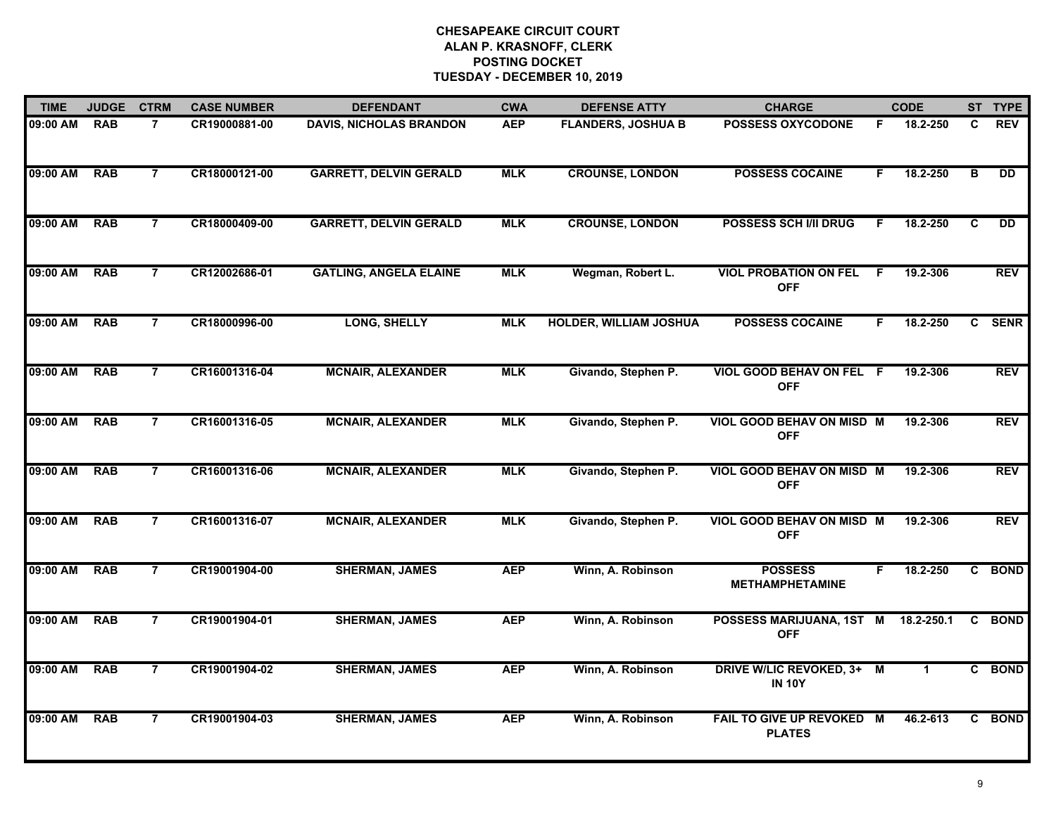# CHESAPEAKE CIRCUIT COURT
## ALAN P. KRASNOFF, CLERK
## POSTING DOCKET
## TUESDAY - DECEMBER 10, 2019

| TIME | JUDGE | CTRM | CASE NUMBER | DEFENDANT | CWA | DEFENSE ATTY | CHARGE | | CODE | ST | TYPE |
|---|---|---|---|---|---|---|---|---|---|---|---|
| 09:00 AM | RAB | 7 | CR19000881-00 | DAVIS, NICHOLAS BRANDON | AEP | FLANDERS, JOSHUA B | POSSESS OXYCODONE | F | 18.2-250 | C | REV |
| 09:00 AM | RAB | 7 | CR18000121-00 | GARRETT, DELVIN GERALD | MLK | CROUNSE, LONDON | POSSESS COCAINE | F | 18.2-250 | B | DD |
| 09:00 AM | RAB | 7 | CR18000409-00 | GARRETT, DELVIN GERALD | MLK | CROUNSE, LONDON | POSSESS SCH I/II DRUG | F | 18.2-250 | C | DD |
| 09:00 AM | RAB | 7 | CR12002686-01 | GATLING, ANGELA ELAINE | MLK | Wegman, Robert L. | VIOL PROBATION ON FEL OFF | F | 19.2-306 | | REV |
| 09:00 AM | RAB | 7 | CR18000996-00 | LONG, SHELLY | MLK | HOLDER, WILLIAM JOSHUA | POSSESS COCAINE | F | 18.2-250 | C | SENR |
| 09:00 AM | RAB | 7 | CR16001316-04 | MCNAIR, ALEXANDER | MLK | Givando, Stephen P. | VIOL GOOD BEHAV ON FEL OFF | F | 19.2-306 | | REV |
| 09:00 AM | RAB | 7 | CR16001316-05 | MCNAIR, ALEXANDER | MLK | Givando, Stephen P. | VIOL GOOD BEHAV ON MISD OFF | M | 19.2-306 | | REV |
| 09:00 AM | RAB | 7 | CR16001316-06 | MCNAIR, ALEXANDER | MLK | Givando, Stephen P. | VIOL GOOD BEHAV ON MISD OFF | M | 19.2-306 | | REV |
| 09:00 AM | RAB | 7 | CR16001316-07 | MCNAIR, ALEXANDER | MLK | Givando, Stephen P. | VIOL GOOD BEHAV ON MISD OFF | M | 19.2-306 | | REV |
| 09:00 AM | RAB | 7 | CR19001904-00 | SHERMAN, JAMES | AEP | Winn, A. Robinson | POSSESS METHAMPHETAMINE | F | 18.2-250 | C | BOND |
| 09:00 AM | RAB | 7 | CR19001904-01 | SHERMAN, JAMES | AEP | Winn, A. Robinson | POSSESS MARIJUANA, 1ST OFF | M | 18.2-250.1 | C | BOND |
| 09:00 AM | RAB | 7 | CR19001904-02 | SHERMAN, JAMES | AEP | Winn, A. Robinson | DRIVE W/LIC REVOKED, 3+ IN 10Y | M | 1 | C | BOND |
| 09:00 AM | RAB | 7 | CR19001904-03 | SHERMAN, JAMES | AEP | Winn, A. Robinson | FAIL TO GIVE UP REVOKED PLATES | M | 46.2-613 | C | BOND |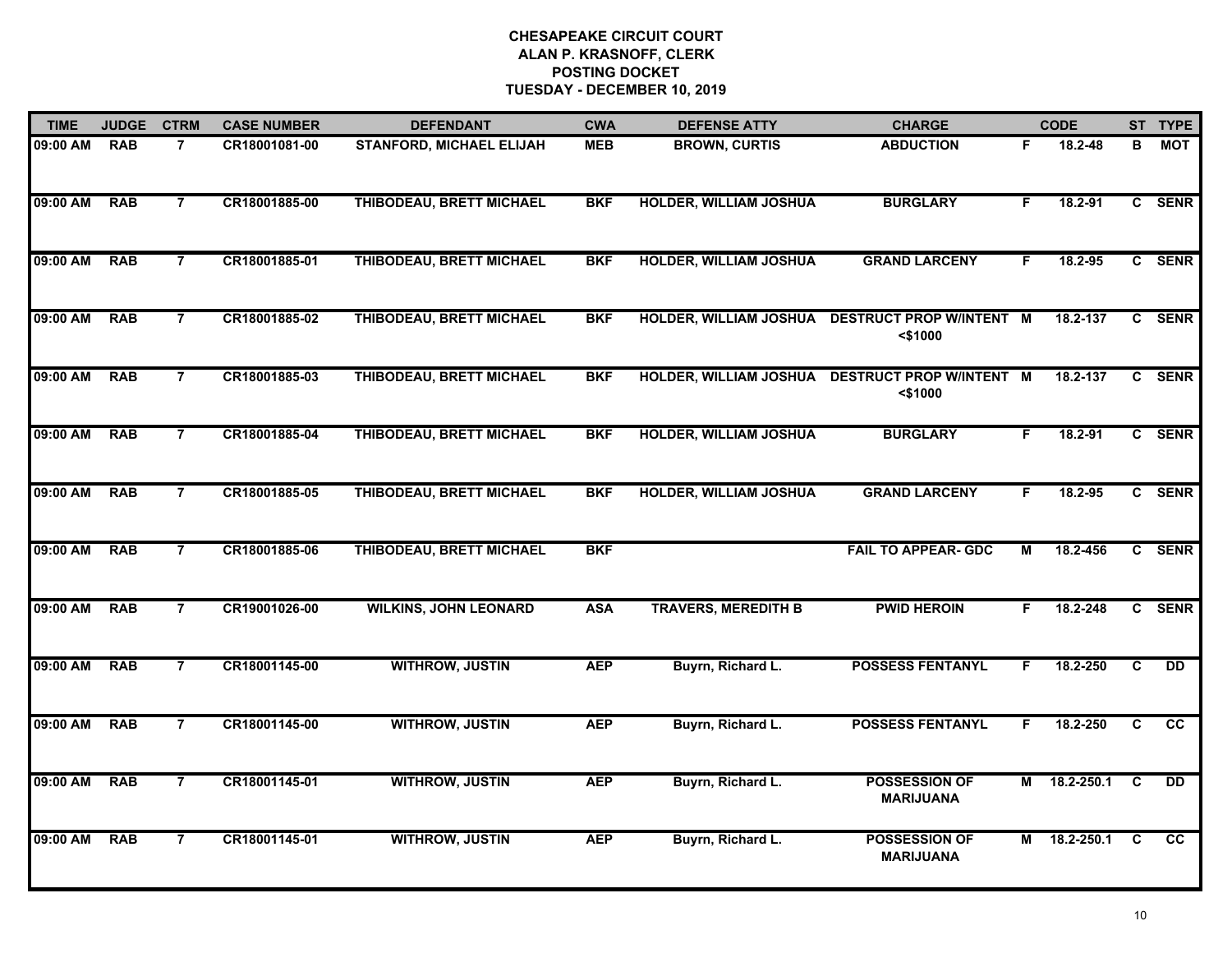# CHESAPEAKE CIRCUIT COURT
## ALAN P. KRASNOFF, CLERK
## POSTING DOCKET
## TUESDAY - DECEMBER 10, 2019

| TIME | JUDGE | CTRM | CASE NUMBER | DEFENDANT | CWA | DEFENSE ATTY | CHARGE | | CODE | ST | TYPE |
|---|---|---|---|---|---|---|---|---|---|---|---|
| 09:00 AM | RAB | 7 | CR18001081-00 | STANFORD, MICHAEL ELIJAH | MEB | BROWN, CURTIS | ABDUCTION | F | 18.2-48 | B | MOT |
| 09:00 AM | RAB | 7 | CR18001885-00 | THIBODEAU, BRETT MICHAEL | BKF | HOLDER, WILLIAM JOSHUA | BURGLARY | F | 18.2-91 | C | SENR |
| 09:00 AM | RAB | 7 | CR18001885-01 | THIBODEAU, BRETT MICHAEL | BKF | HOLDER, WILLIAM JOSHUA | GRAND LARCENY | F | 18.2-95 | C | SENR |
| 09:00 AM | RAB | 7 | CR18001885-02 | THIBODEAU, BRETT MICHAEL | BKF | HOLDER, WILLIAM JOSHUA | DESTRUCT PROP W/INTENT <$1000 | M | 18.2-137 | C | SENR |
| 09:00 AM | RAB | 7 | CR18001885-03 | THIBODEAU, BRETT MICHAEL | BKF | HOLDER, WILLIAM JOSHUA | DESTRUCT PROP W/INTENT <$1000 | M | 18.2-137 | C | SENR |
| 09:00 AM | RAB | 7 | CR18001885-04 | THIBODEAU, BRETT MICHAEL | BKF | HOLDER, WILLIAM JOSHUA | BURGLARY | F | 18.2-91 | C | SENR |
| 09:00 AM | RAB | 7 | CR18001885-05 | THIBODEAU, BRETT MICHAEL | BKF | HOLDER, WILLIAM JOSHUA | GRAND LARCENY | F | 18.2-95 | C | SENR |
| 09:00 AM | RAB | 7 | CR18001885-06 | THIBODEAU, BRETT MICHAEL | BKF | | FAIL TO APPEAR- GDC | M | 18.2-456 | C | SENR |
| 09:00 AM | RAB | 7 | CR19001026-00 | WILKINS, JOHN LEONARD | ASA | TRAVERS, MEREDITH B | PWID HEROIN | F | 18.2-248 | C | SENR |
| 09:00 AM | RAB | 7 | CR18001145-00 | WITHROW, JUSTIN | AEP | Buyrn, Richard L. | POSSESS FENTANYL | F | 18.2-250 | C | DD |
| 09:00 AM | RAB | 7 | CR18001145-00 | WITHROW, JUSTIN | AEP | Buyrn, Richard L. | POSSESS FENTANYL | F | 18.2-250 | C | CC |
| 09:00 AM | RAB | 7 | CR18001145-01 | WITHROW, JUSTIN | AEP | Buyrn, Richard L. | POSSESSION OF MARIJUANA | M | 18.2-250.1 | C | DD |
| 09:00 AM | RAB | 7 | CR18001145-01 | WITHROW, JUSTIN | AEP | Buyrn, Richard L. | POSSESSION OF MARIJUANA | M | 18.2-250.1 | C | CC |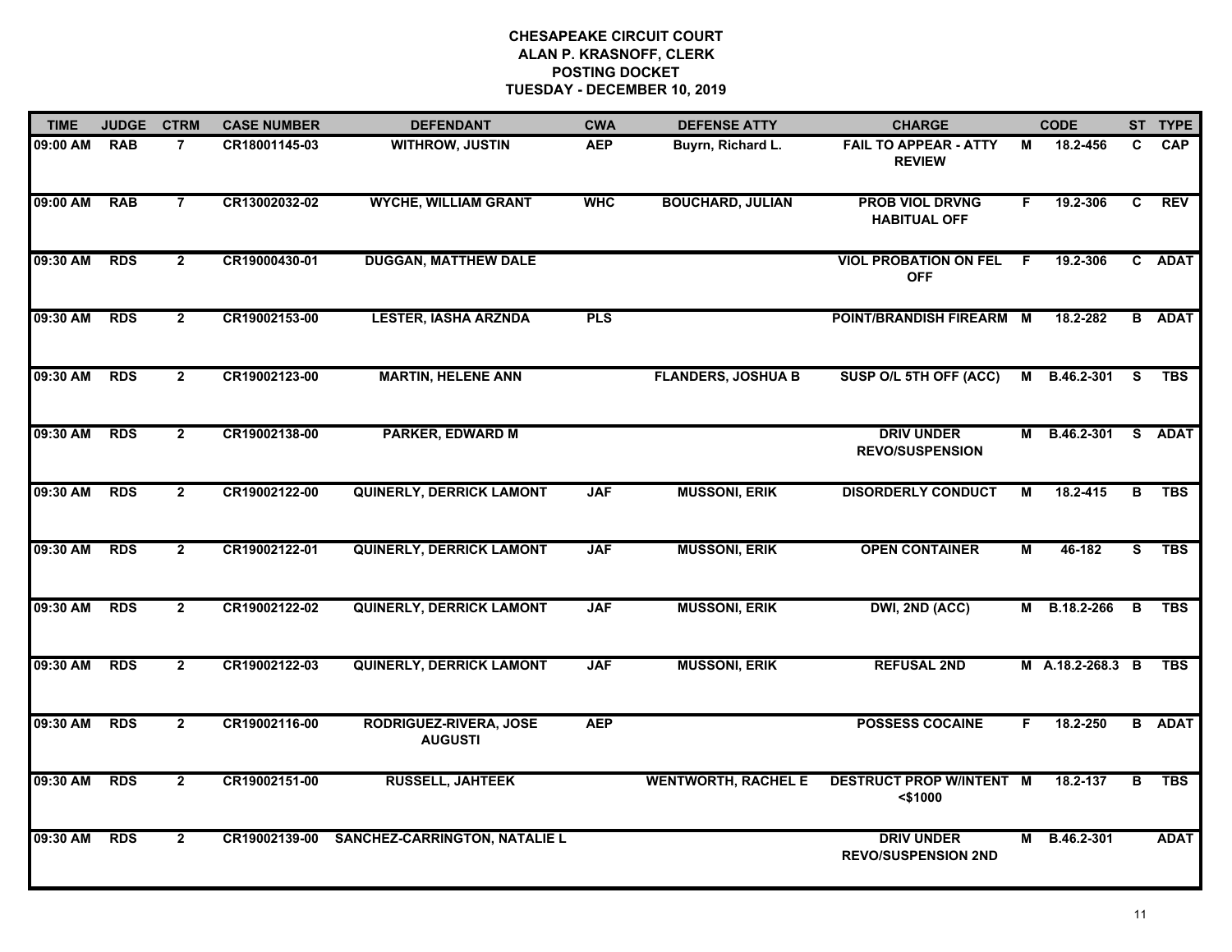**CHESAPEAKE CIRCUIT COURT**
**ALAN P. KRASNOFF, CLERK**
**POSTING DOCKET**
**TUESDAY - DECEMBER 10, 2019**

| TIME | JUDGE | CTRM | CASE NUMBER | DEFENDANT | CWA | DEFENSE ATTY | CHARGE | | CODE | ST | TYPE |
|---|---|---|---|---|---|---|---|---|---|---|---|
| 09:00 AM | RAB | 7 | CR18001145-03 | WITHROW, JUSTIN | AEP | Buyrn, Richard L. | FAIL TO APPEAR - ATTY REVIEW | M | 18.2-456 | C | CAP |
| 09:00 AM | RAB | 7 | CR13002032-02 | WYCHE, WILLIAM GRANT | WHC | BOUCHARD, JULIAN | PROB VIOL DRVNG HABITUAL OFF | F | 19.2-306 | C | REV |
| 09:30 AM | RDS | 2 | CR19000430-01 | DUGGAN, MATTHEW DALE | | | VIOL PROBATION ON FEL OFF | F | 19.2-306 | C | ADAT |
| 09:30 AM | RDS | 2 | CR19002153-00 | LESTER, IASHA ARZNDA | PLS | | POINT/BRANDISH FIREARM | M | 18.2-282 | B | ADAT |
| 09:30 AM | RDS | 2 | CR19002123-00 | MARTIN, HELENE ANN | | FLANDERS, JOSHUA B | SUSP O/L 5TH OFF (ACC) | M | B.46.2-301 | S | TBS |
| 09:30 AM | RDS | 2 | CR19002138-00 | PARKER, EDWARD M | | | DRIV UNDER REVO/SUSPENSION | M | B.46.2-301 | S | ADAT |
| 09:30 AM | RDS | 2 | CR19002122-00 | QUINERLY, DERRICK LAMONT | JAF | MUSSONI, ERIK | DISORDERLY CONDUCT | M | 18.2-415 | B | TBS |
| 09:30 AM | RDS | 2 | CR19002122-01 | QUINERLY, DERRICK LAMONT | JAF | MUSSONI, ERIK | OPEN CONTAINER | M | 46-182 | S | TBS |
| 09:30 AM | RDS | 2 | CR19002122-02 | QUINERLY, DERRICK LAMONT | JAF | MUSSONI, ERIK | DWI, 2ND (ACC) | M | B.18.2-266 | B | TBS |
| 09:30 AM | RDS | 2 | CR19002122-03 | QUINERLY, DERRICK LAMONT | JAF | MUSSONI, ERIK | REFUSAL 2ND | M | A.18.2-268.3 | B | TBS |
| 09:30 AM | RDS | 2 | CR19002116-00 | RODRIGUEZ-RIVERA, JOSE AUGUSTI | AEP | | POSSESS COCAINE | F | 18.2-250 | B | ADAT |
| 09:30 AM | RDS | 2 | CR19002151-00 | RUSSELL, JAHTEEK | | WENTWORTH, RACHEL E | DESTRUCT PROP W/INTENT <$1000 | M | 18.2-137 | B | TBS |
| 09:30 AM | RDS | 2 | CR19002139-00 | SANCHEZ-CARRINGTON, NATALIE L | | | DRIV UNDER REVO/SUSPENSION 2ND | M | B.46.2-301 | | ADAT |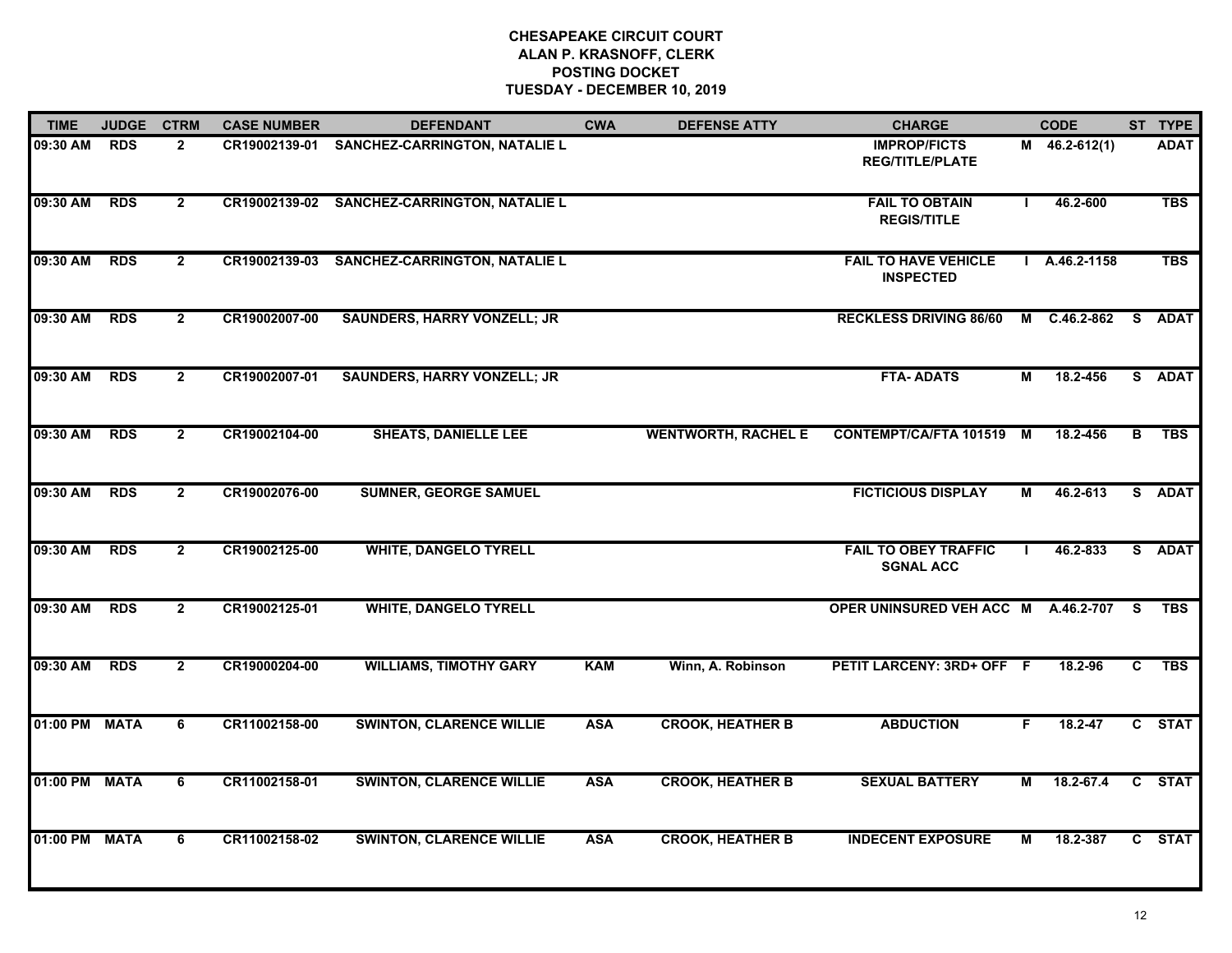# CHESAPEAKE CIRCUIT COURT
## ALAN P. KRASNOFF, CLERK
## POSTING DOCKET
## TUESDAY - DECEMBER 10, 2019

| TIME | JUDGE | CTRM | CASE NUMBER | DEFENDANT | CWA | DEFENSE ATTY | CHARGE | | CODE | ST | TYPE |
|---|---|---|---|---|---|---|---|---|---|---|---|
| 09:30 AM | RDS | 2 | CR19002139-01 | SANCHEZ-CARRINGTON, NATALIE L | | | IMPROP/FICTS REG/TITLE/PLATE | M | 46.2-612(1) | | ADAT |
| 09:30 AM | RDS | 2 | CR19002139-02 | SANCHEZ-CARRINGTON, NATALIE L | | | FAIL TO OBTAIN REGIS/TITLE | I | 46.2-600 | | TBS |
| 09:30 AM | RDS | 2 | CR19002139-03 | SANCHEZ-CARRINGTON, NATALIE L | | | FAIL TO HAVE VEHICLE INSPECTED | I | A.46.2-1158 | | TBS |
| 09:30 AM | RDS | 2 | CR19002007-00 | SAUNDERS, HARRY VONZELL; JR | | | RECKLESS DRIVING 86/60 | M | C.46.2-862 | S | ADAT |
| 09:30 AM | RDS | 2 | CR19002007-01 | SAUNDERS, HARRY VONZELL; JR | | | FTA- ADATS | M | 18.2-456 | S | ADAT |
| 09:30 AM | RDS | 2 | CR19002104-00 | SHEATS, DANIELLE LEE | | WENTWORTH, RACHEL E | CONTEMPT/CA/FTA 101519 | M | 18.2-456 | B | TBS |
| 09:30 AM | RDS | 2 | CR19002076-00 | SUMNER, GEORGE SAMUEL | | | FICTICIOUS DISPLAY | M | 46.2-613 | S | ADAT |
| 09:30 AM | RDS | 2 | CR19002125-00 | WHITE, DANGELO TYRELL | | | FAIL TO OBEY TRAFFIC SGNAL ACC | I | 46.2-833 | S | ADAT |
| 09:30 AM | RDS | 2 | CR19002125-01 | WHITE, DANGELO TYRELL | | | OPER UNINSURED VEH ACC | M | A.46.2-707 | S | TBS |
| 09:30 AM | RDS | 2 | CR19000204-00 | WILLIAMS, TIMOTHY GARY | KAM | Winn, A. Robinson | PETIT LARCENY: 3RD+ OFF | F | 18.2-96 | C | TBS |
| 01:00 PM | MATA | 6 | CR11002158-00 | SWINTON, CLARENCE WILLIE | ASA | CROOK, HEATHER B | ABDUCTION | F | 18.2-47 | C | STAT |
| 01:00 PM | MATA | 6 | CR11002158-01 | SWINTON, CLARENCE WILLIE | ASA | CROOK, HEATHER B | SEXUAL BATTERY | M | 18.2-67.4 | C | STAT |
| 01:00 PM | MATA | 6 | CR11002158-02 | SWINTON, CLARENCE WILLIE | ASA | CROOK, HEATHER B | INDECENT EXPOSURE | M | 18.2-387 | C | STAT |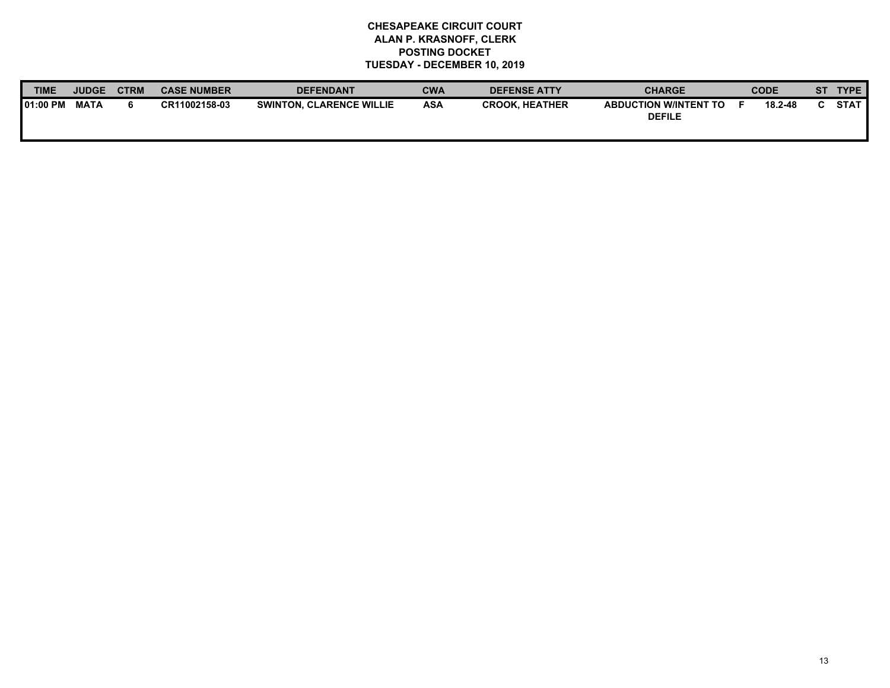**CHESAPEAKE CIRCUIT COURT**
**ALAN P. KRASNOFF, CLERK**
**POSTING DOCKET**
**TUESDAY - DECEMBER 10, 2019**

| TIME | JUDGE | CTRM | CASE NUMBER | DEFENDANT | CWA | DEFENSE ATTY | CHARGE | | CODE | ST | TYPE |
|---|---|---|---|---|---|---|---|---|---|---|---|
| 01:00 PM | MATA | 6 | CR11002158-03 | SWINTON, CLARENCE WILLIE | ASA | CROOK, HEATHER | ABDUCTION W/INTENT TO DEFILE | F | 18.2-48 | C | STAT |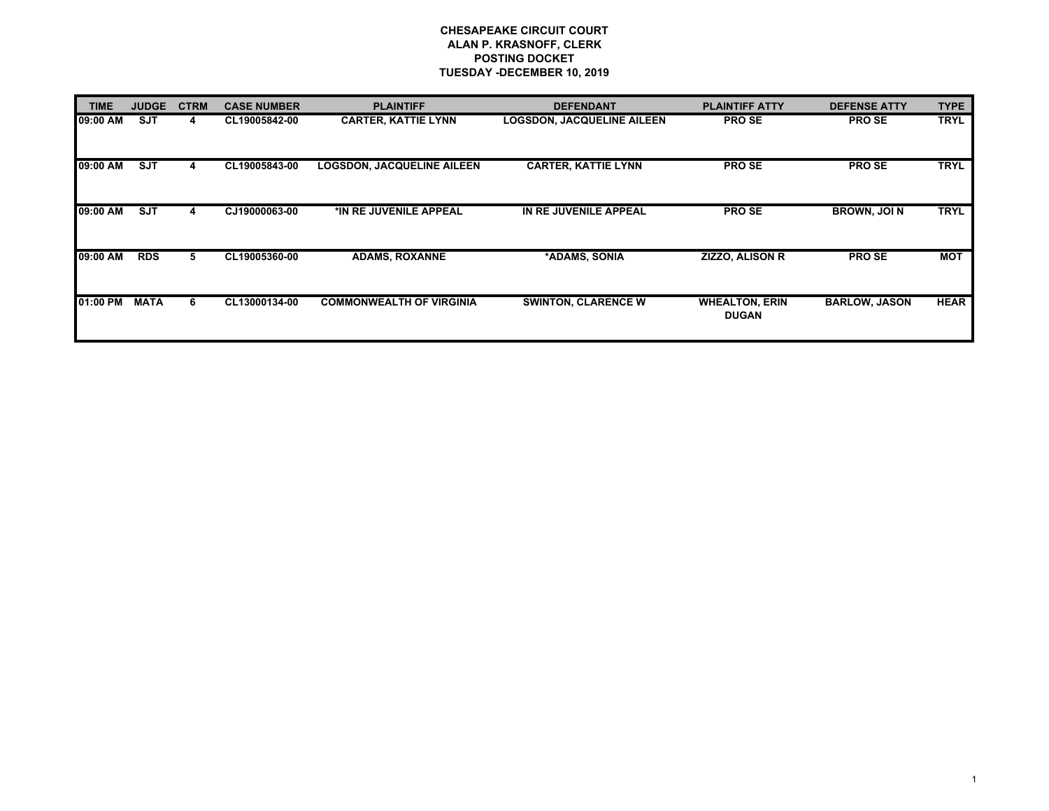**CHESAPEAKE CIRCUIT COURT**
**ALAN P. KRASNOFF, CLERK**
**POSTING DOCKET**
**TUESDAY -DECEMBER 10, 2019**

| TIME | JUDGE | CTRM | CASE NUMBER | PLAINTIFF | DEFENDANT | PLAINTIFF ATTY | DEFENSE ATTY | TYPE |
|---|---|---|---|---|---|---|---|---|
| 09:00 AM | SJT | 4 | CL19005842-00 | CARTER, KATTIE LYNN | LOGSDON, JACQUELINE AILEEN | PRO SE | PRO SE | TRYL |
| 09:00 AM | SJT | 4 | CL19005843-00 | LOGSDON, JACQUELINE AILEEN | CARTER, KATTIE LYNN | PRO SE | PRO SE | TRYL |
| 09:00 AM | SJT | 4 | CJ19000063-00 | *IN RE JUVENILE APPEAL | IN RE JUVENILE APPEAL | PRO SE | BROWN, JOI N | TRYL |
| 09:00 AM | RDS | 5 | CL19005360-00 | ADAMS, ROXANNE | *ADAMS, SONIA | ZIZZO, ALISON R | PRO SE | MOT |
| 01:00 PM | MATA | 6 | CL13000134-00 | COMMONWEALTH OF VIRGINIA | SWINTON, CLARENCE W | WHEALTON, ERIN DUGAN | BARLOW, JASON | HEAR |